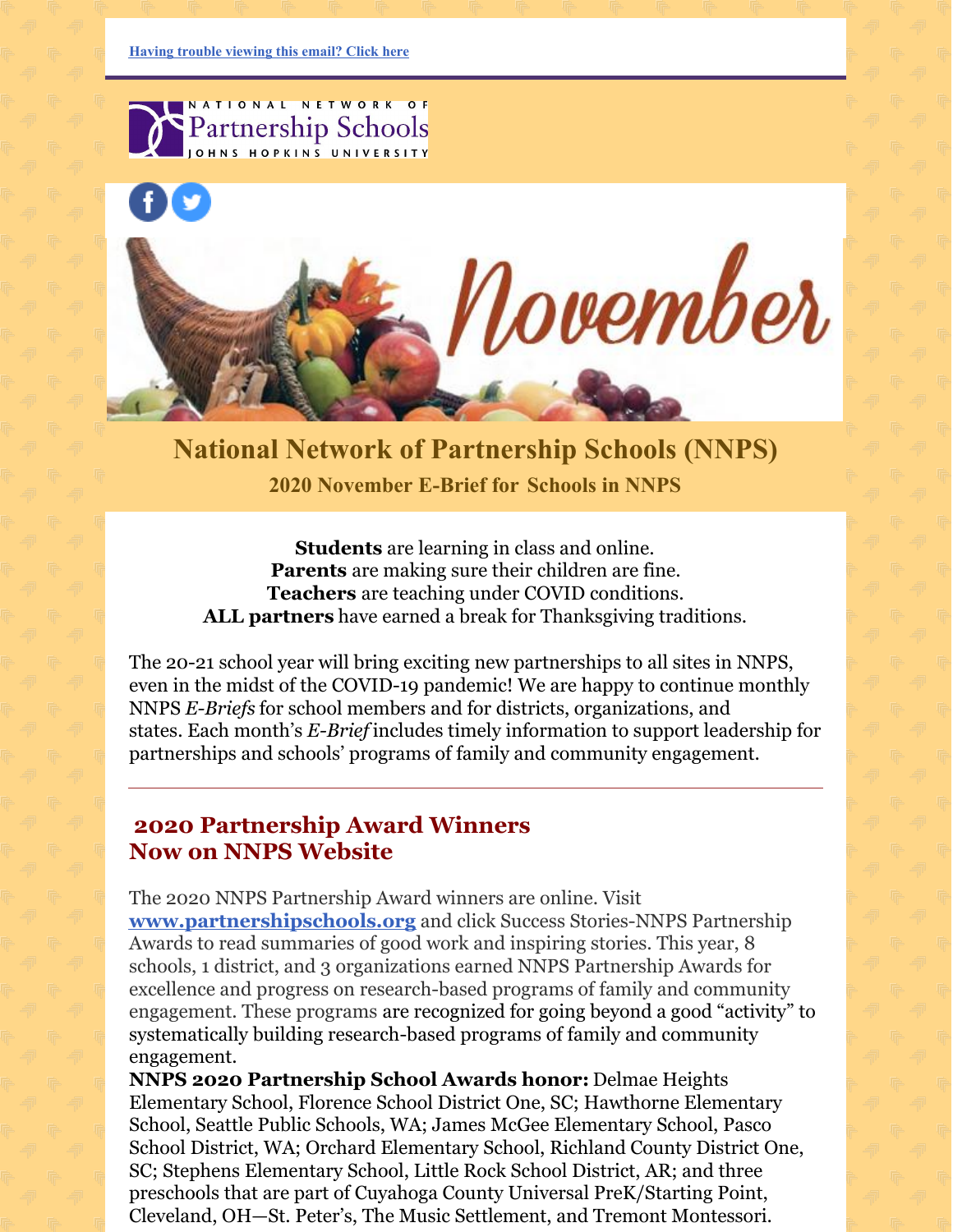Having trouble viewing this email? Click here

# National Network of Partnership Schools (NNPS)

## 2020 November E-Brief for Schools in NNPS

**Students** are learning in class and online.
**Parents** are making sure their children are fine.
**Teachers** are teaching under COVID conditions.
**ALL partners** have earned a break for Thanksgiving traditions.

The 20-21 school year will bring exciting new partnerships to all sites in NNPS, even in the midst of the COVID-19 pandemic! We are happy to continue monthly NNPS *E-Briefs* for school members and for districts, organizations, and states. Each month's *E-Brief* includes timely information to support leadership for partnerships and schools' programs of family and community engagement.

---

## 2020 Partnership Award Winners Now on NNPS Website

The 2020 NNPS Partnership Award winners are online. Visit **www.partnershipschools.org** and click Success Stories-NNPS Partnership Awards to read summaries of good work and inspiring stories. This year, 8 schools, 1 district, and 3 organizations earned NNPS Partnership Awards for excellence and progress on research-based programs of family and community engagement. These programs are recognized for going beyond a good "activity" to systematically building research-based programs of family and community engagement.

**NNPS 2020 Partnership School Awards honor:** Delmae Heights Elementary School, Florence School District One, SC; Hawthorne Elementary School, Seattle Public Schools, WA; James McGee Elementary School, Pasco School District, WA; Orchard Elementary School, Richland County District One, SC; Stephens Elementary School, Little Rock School District, AR; and three preschools that are part of Cuyahoga County Universal PreK/Starting Point, Cleveland, OH—St. Peter's, The Music Settlement, and Tremont Montessori.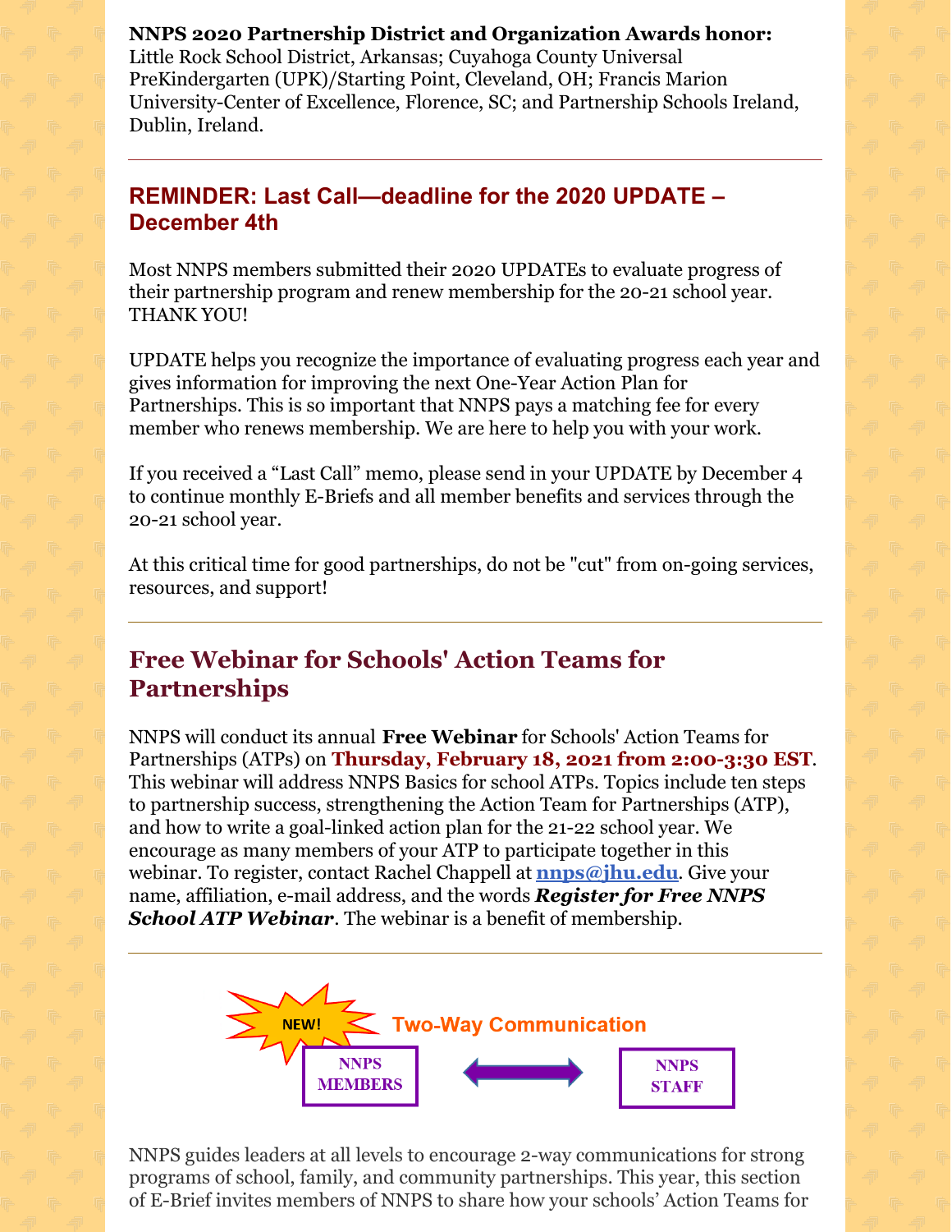**NNPS 2020 Partnership District and Organization Awards honor:** Little Rock School District, Arkansas; Cuyahoga County Universal PreKindergarten (UPK)/Starting Point, Cleveland, OH; Francis Marion University-Center of Excellence, Florence, SC; and Partnership Schools Ireland, Dublin, Ireland.

---

## REMINDER: Last Call—deadline for the 2020 UPDATE – December 4th

Most NNPS members submitted their 2020 UPDATEs to evaluate progress of their partnership program and renew membership for the 20-21 school year. THANK YOU!

UPDATE helps you recognize the importance of evaluating progress each year and gives information for improving the next One-Year Action Plan for Partnerships. This is so important that NNPS pays a matching fee for every member who renews membership. We are here to help you with your work.

If you received a "Last Call" memo, please send in your UPDATE by December 4 to continue monthly E-Briefs and all member benefits and services through the 20-21 school year.

At this critical time for good partnerships, do not be "cut" from on-going services, resources, and support!

---

## Free Webinar for Schools' Action Teams for Partnerships

NNPS will conduct its annual **Free Webinar** for Schools' Action Teams for Partnerships (ATPs) on **Thursday, February 18, 2021 from 2:00-3:30 EST**. This webinar will address NNPS Basics for school ATPs. Topics include ten steps to partnership success, strengthening the Action Team for Partnerships (ATP), and how to write a goal-linked action plan for the 21-22 school year. We encourage as many members of your ATP to participate together in this webinar. To register, contact Rachel Chappell at **nnps@jhu.edu**. Give your name, affiliation, e-mail address, and the words ***Register for Free NNPS School ATP Webinar***. The webinar is a benefit of membership.

---

NEW! **Two-Way Communication**

NNPS MEMBERS ⟷ NNPS STAFF

NNPS guides leaders at all levels to encourage 2-way communications for strong programs of school, family, and community partnerships. This year, this section of E-Brief invites members of NNPS to share how your schools' Action Teams for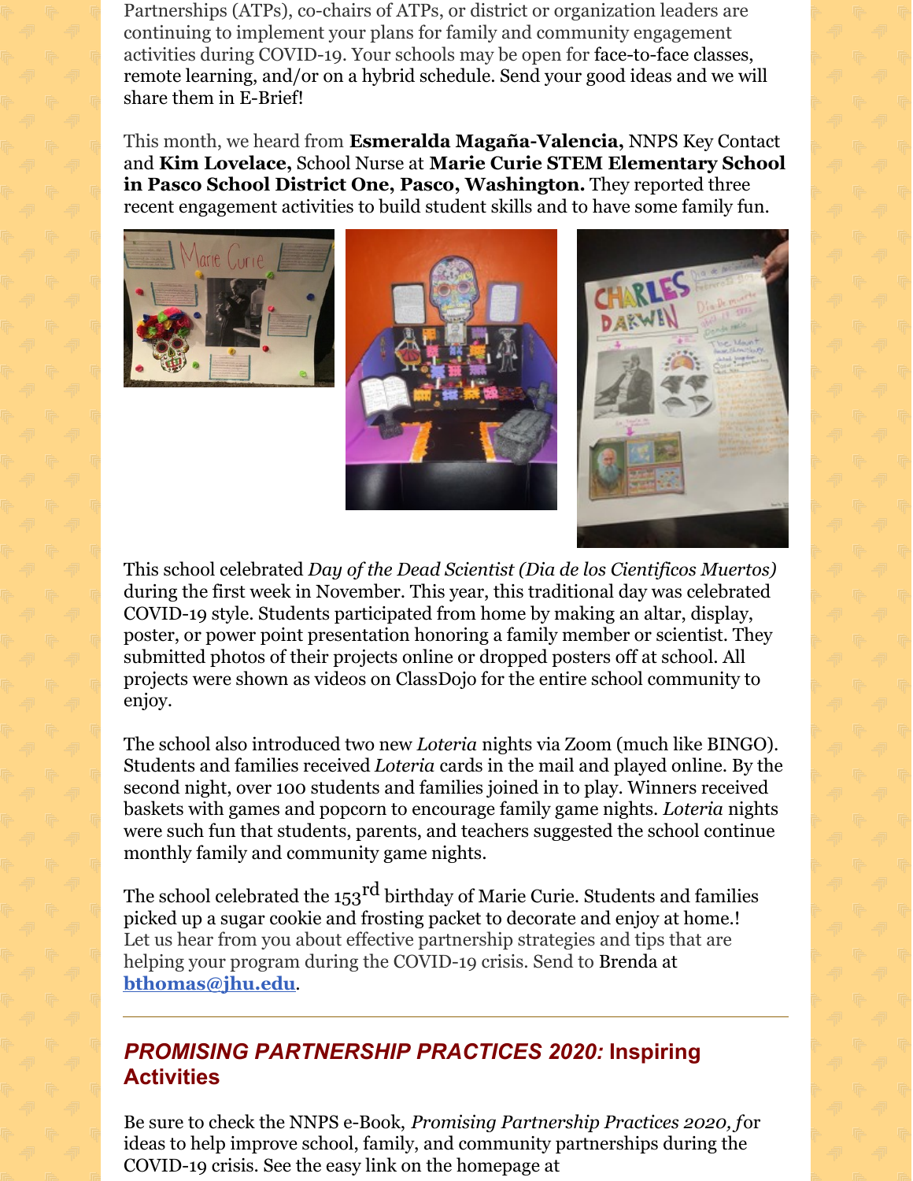Partnerships (ATPs), co-chairs of ATPs, or district or organization leaders are continuing to implement your plans for family and community engagement activities during COVID-19. Your schools may be open for face-to-face classes, remote learning, and/or on a hybrid schedule. Send your good ideas and we will share them in E-Brief!

This month, we heard from **Esmeralda Magaña-Valencia,** NNPS Key Contact and **Kim Lovelace,** School Nurse at **Marie Curie STEM Elementary School in Pasco School District One, Pasco, Washington.** They reported three recent engagement activities to build student skills and to have some family fun.

This school celebrated *Day of the Dead Scientist (Dia de los Cientificos Muertos)* during the first week in November. This year, this traditional day was celebrated COVID-19 style. Students participated from home by making an altar, display, poster, or power point presentation honoring a family member or scientist. They submitted photos of their projects online or dropped posters off at school. All projects were shown as videos on ClassDojo for the entire school community to enjoy.

The school also introduced two new *Loteria* nights via Zoom (much like BINGO). Students and families received *Loteria* cards in the mail and played online. By the second night, over 100 students and families joined in to play. Winners received baskets with games and popcorn to encourage family game nights. *Loteria* nights were such fun that students, parents, and teachers suggested the school continue monthly family and community game nights.

The school celebrated the 153rd birthday of Marie Curie. Students and families picked up a sugar cookie and frosting packet to decorate and enjoy at home.!
Let us hear from you about effective partnership strategies and tips that are helping your program during the COVID-19 crisis. Send to Brenda at **bthomas@jhu.edu**.

---

## *PROMISING PARTNERSHIP PRACTICES 2020:* Inspiring Activities

Be sure to check the NNPS e-Book, *Promising Partnership Practices 2020, f*or ideas to help improve school, family, and community partnerships during the COVID-19 crisis. See the easy link on the homepage at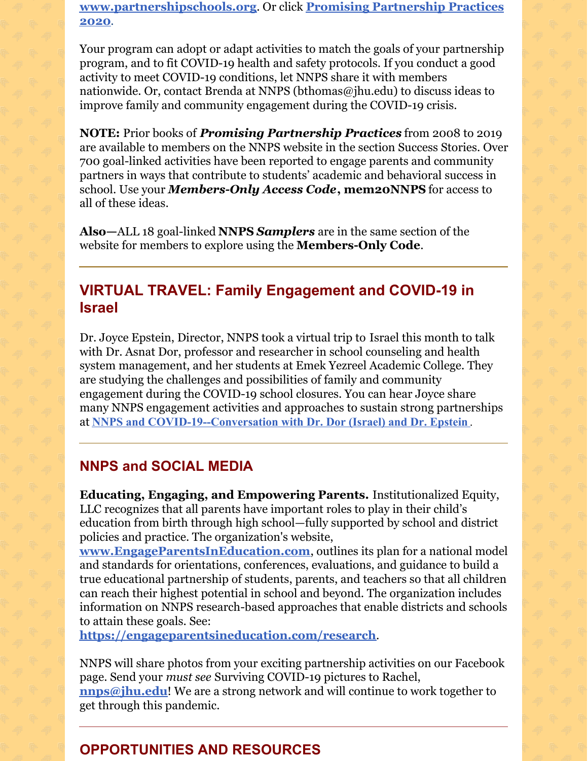**www.partnershipschools.org**. Or click **Promising Partnership Practices 2020**.

Your program can adopt or adapt activities to match the goals of your partnership program, and to fit COVID-19 health and safety protocols. If you conduct a good activity to meet COVID-19 conditions, let NNPS share it with members nationwide. Or, contact Brenda at NNPS (bthomas@jhu.edu) to discuss ideas to improve family and community engagement during the COVID-19 crisis.

**NOTE:** Prior books of ***Promising Partnership Practices*** from 2008 to 2019 are available to members on the NNPS website in the section Success Stories. Over 700 goal-linked activities have been reported to engage parents and community partners in ways that contribute to students' academic and behavioral success in school. Use your ***Members-Only Access Code*****, mem20NNPS** for access to all of these ideas.

**Also—**ALL 18 goal-linked **NNPS *Samplers*** are in the same section of the website for members to explore using the **Members-Only Code**.

## VIRTUAL TRAVEL: Family Engagement and COVID-19 in Israel

Dr. Joyce Epstein, Director, NNPS took a virtual trip to Israel this month to talk with Dr. Asnat Dor, professor and researcher in school counseling and health system management, and her students at Emek Yezreel Academic College. They are studying the challenges and possibilities of family and community engagement during the COVID-19 school closures. You can hear Joyce share many NNPS engagement activities and approaches to sustain strong partnerships at **NNPS and COVID-19--Conversation with Dr. Dor (Israel) and Dr. Epstein**.

## NNPS and SOCIAL MEDIA

**Educating, Engaging, and Empowering Parents.** Institutionalized Equity, LLC recognizes that all parents have important roles to play in their child's education from birth through high school—fully supported by school and district policies and practice. The organization's website, **www.EngageParentsInEducation.com**, outlines its plan for a national model and standards for orientations, conferences, evaluations, and guidance to build a true educational partnership of students, parents, and teachers so that all children can reach their highest potential in school and beyond. The organization includes information on NNPS research-based approaches that enable districts and schools to attain these goals. See: **https://engageparentsineducation.com/research**.

NNPS will share photos from your exciting partnership activities on our Facebook page. Send your *must see* Surviving COVID-19 pictures to Rachel, **nnps@jhu.edu**! We are a strong network and will continue to work together to get through this pandemic.

## OPPORTUNITIES AND RESOURCES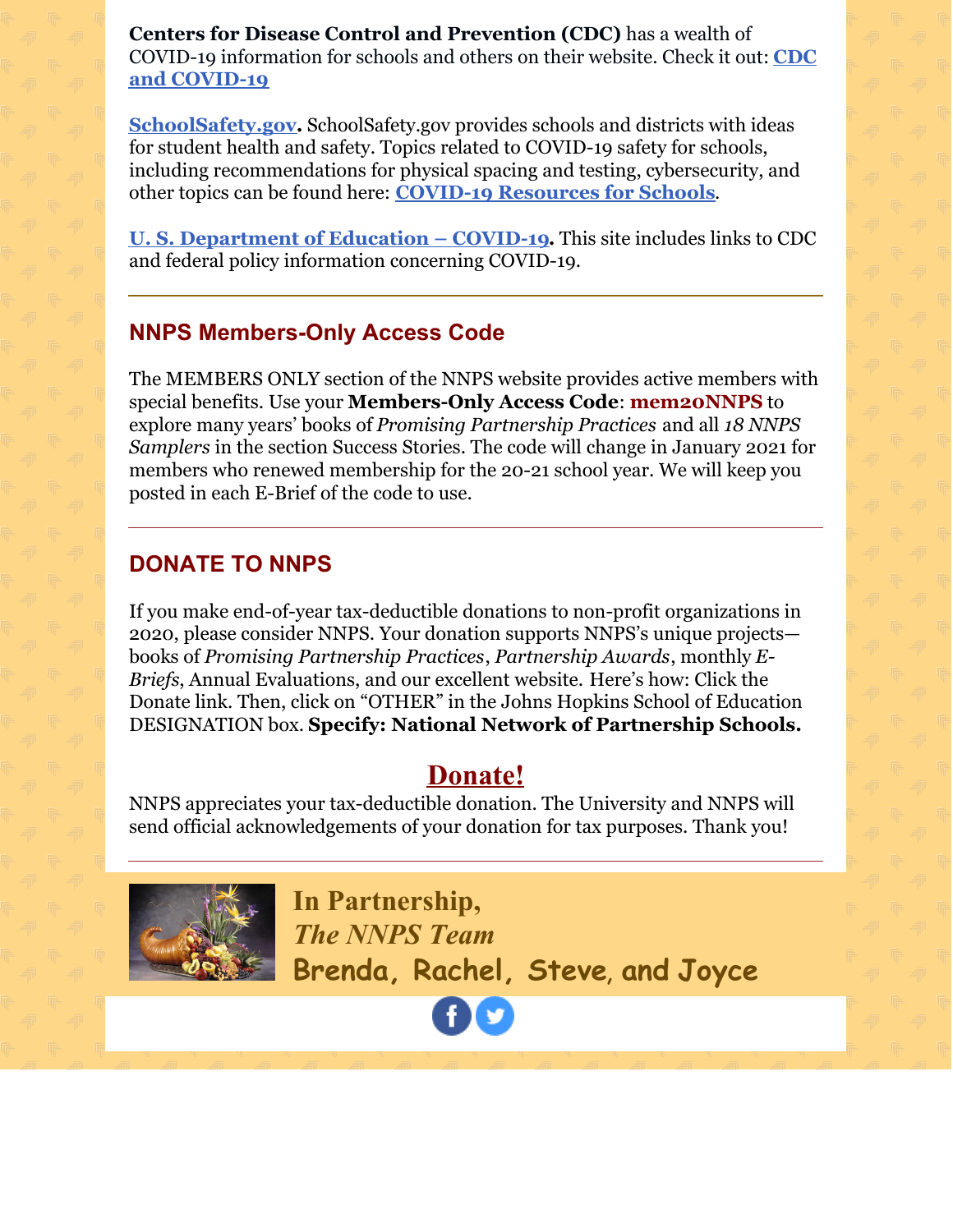**Centers for Disease Control and Prevention (CDC)** has a wealth of COVID-19 information for schools and others on their website. Check it out: **CDC and COVID-19**

**SchoolSafety.gov.** SchoolSafety.gov provides schools and districts with ideas for student health and safety. Topics related to COVID-19 safety for schools, including recommendations for physical spacing and testing, cybersecurity, and other topics can be found here: **COVID-19 Resources for Schools**.

**U. S. Department of Education – COVID-19.** This site includes links to CDC and federal policy information concerning COVID-19.

---

## NNPS Members-Only Access Code

The MEMBERS ONLY section of the NNPS website provides active members with special benefits. Use your **Members-Only Access Code**: **mem20NNPS** to explore many years' books of *Promising Partnership Practices* and all *18 NNPS Samplers* in the section Success Stories. The code will change in January 2021 for members who renewed membership for the 20-21 school year. We will keep you posted in each E-Brief of the code to use.

---

## DONATE TO NNPS

If you make end-of-year tax-deductible donations to non-profit organizations in 2020, please consider NNPS. Your donation supports NNPS's unique projects—books of *Promising Partnership Practices*, *Partnership Awards*, monthly *E-Briefs*, Annual Evaluations, and our excellent website. Here's how: Click the Donate link. Then, click on "OTHER" in the Johns Hopkins School of Education DESIGNATION box. **Specify: National Network of Partnership Schools.**

**Donate!**

NNPS appreciates your tax-deductible donation. The University and NNPS will send official acknowledgements of your donation for tax purposes. Thank you!

---

**In Partnership,**
***The NNPS Team***
**Brenda, Rachel, Steve, and Joyce**